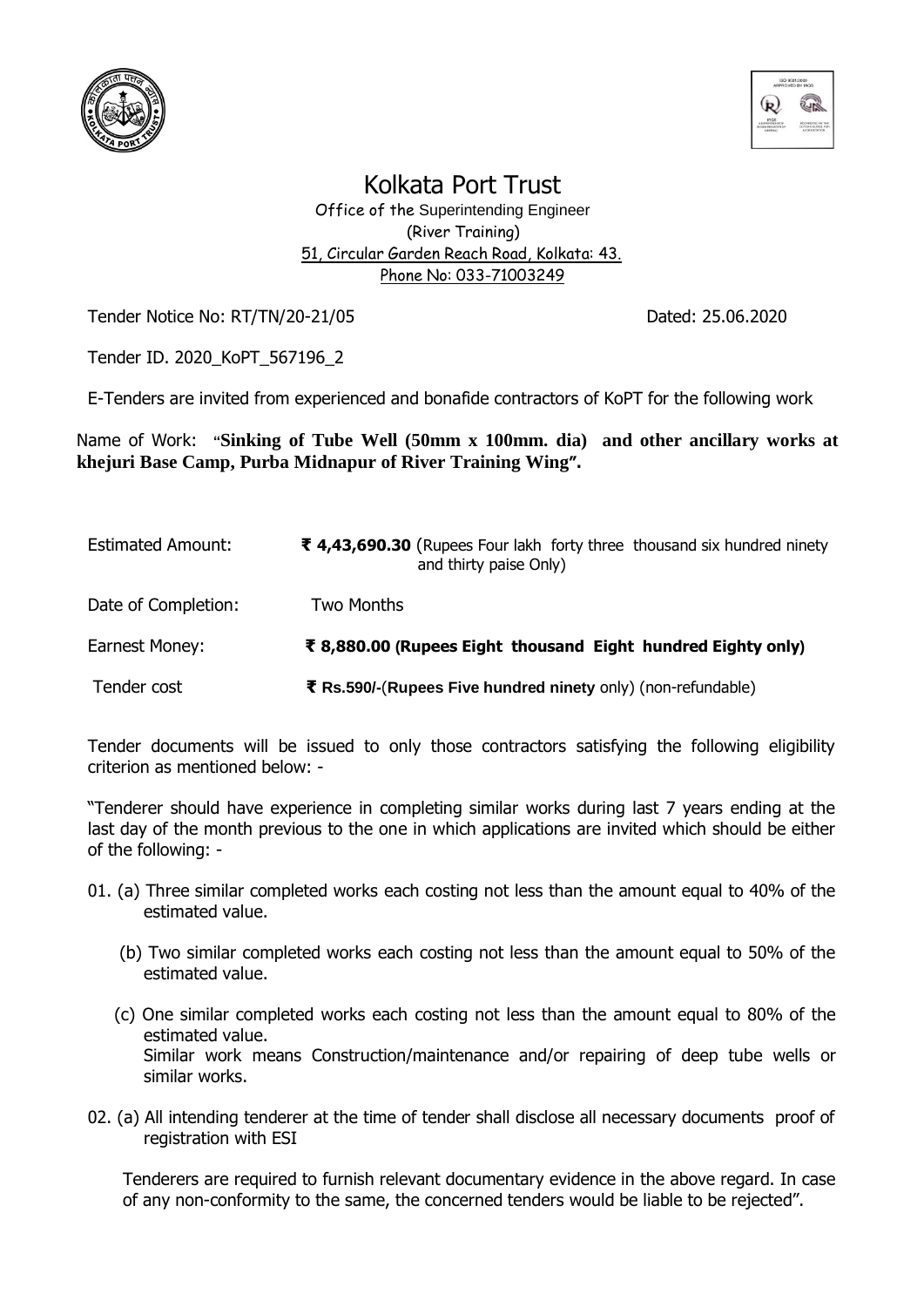# Kolkata Port Trust

Office of the Superintending Engineer
(River Training)
51, Circular Garden Reach Road, Kolkata: 43.
Phone No: 033-71003249

Tender Notice No: RT/TN/20-21/05 Dated: 25.06.2020

Tender ID. 2020_KoPT_567196_2

E-Tenders are invited from experienced and bonafide contractors of KoPT for the following work

Name of Work: "**Sinking of Tube Well (50mm x 100mm. dia) and other ancillary works at khejuri Base Camp, Purba Midnapur of River Training Wing".**

| | |
|---|---|
| Estimated Amount: | **₹ 4,43,690.30** (Rupees Four lakh forty three thousand six hundred ninety and thirty paise Only) |
| Date of Completion: | Two Months |
| Earnest Money: | **₹ 8,880.00 (Rupees Eight thousand Eight hundred Eighty only)** |
| Tender cost | **₹ Rs.590/-(Rupees Five hundred ninety** only) (non-refundable) |

Tender documents will be issued to only those contractors satisfying the following eligibility criterion as mentioned below: -

"Tenderer should have experience in completing similar works during last 7 years ending at the last day of the month previous to the one in which applications are invited which should be either of the following: -

01. (a) Three similar completed works each costing not less than the amount equal to 40% of the estimated value.

    (b) Two similar completed works each costing not less than the amount equal to 50% of the estimated value.

    (c) One similar completed works each costing not less than the amount equal to 80% of the estimated value.
    Similar work means Construction/maintenance and/or repairing of deep tube wells or similar works.

02. (a) All intending tenderer at the time of tender shall disclose all necessary documents proof of registration with ESI

    Tenderers are required to furnish relevant documentary evidence in the above regard. In case of any non-conformity to the same, the concerned tenders would be liable to be rejected".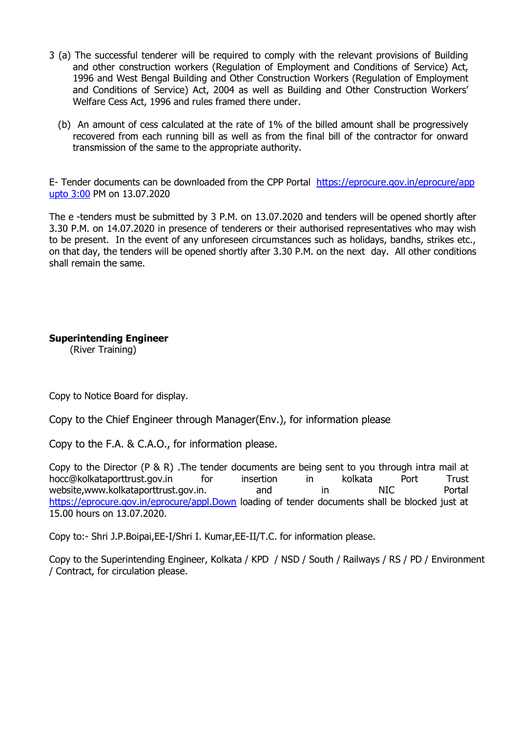3 (a) The successful tenderer will be required to comply with the relevant provisions of Building and other construction workers (Regulation of Employment and Conditions of Service) Act, 1996 and West Bengal Building and Other Construction Workers (Regulation of Employment and Conditions of Service) Act, 2004 as well as Building and Other Construction Workers' Welfare Cess Act, 1996 and rules framed there under.

(b) An amount of cess calculated at the rate of 1% of the billed amount shall be progressively recovered from each running bill as well as from the final bill of the contractor for onward transmission of the same to the appropriate authority.

E- Tender documents can be downloaded from the CPP Portal https://eprocure.gov.in/eprocure/app upto 3:00 PM on 13.07.2020

The e -tenders must be submitted by 3 P.M. on 13.07.2020 and tenders will be opened shortly after 3.30 P.M. on 14.07.2020 in presence of tenderers or their authorised representatives who may wish to be present. In the event of any unforeseen circumstances such as holidays, bandhs, strikes etc., on that day, the tenders will be opened shortly after 3.30 P.M. on the next day. All other conditions shall remain the same.

**Superintending Engineer**
(River Training)

Copy to Notice Board for display.

Copy to the Chief Engineer through Manager(Env.), for information please

Copy to the F.A. & C.A.O., for information please.

Copy to the Director (P & R) .The tender documents are being sent to you through intra mail at hocc@kolkataporttrust.gov.in for insertion in kolkata Port Trust website,www.kolkataporttrust.gov.in. and in NIC Portal https://eprocure.gov.in/eprocure/appl.Down loading of tender documents shall be blocked just at 15.00 hours on 13.07.2020.

Copy to:- Shri J.P.Boipai,EE-I/Shri I. Kumar,EE-II/T.C. for information please.

Copy to the Superintending Engineer, Kolkata / KPD / NSD / South / Railways / RS / PD / Environment / Contract, for circulation please.